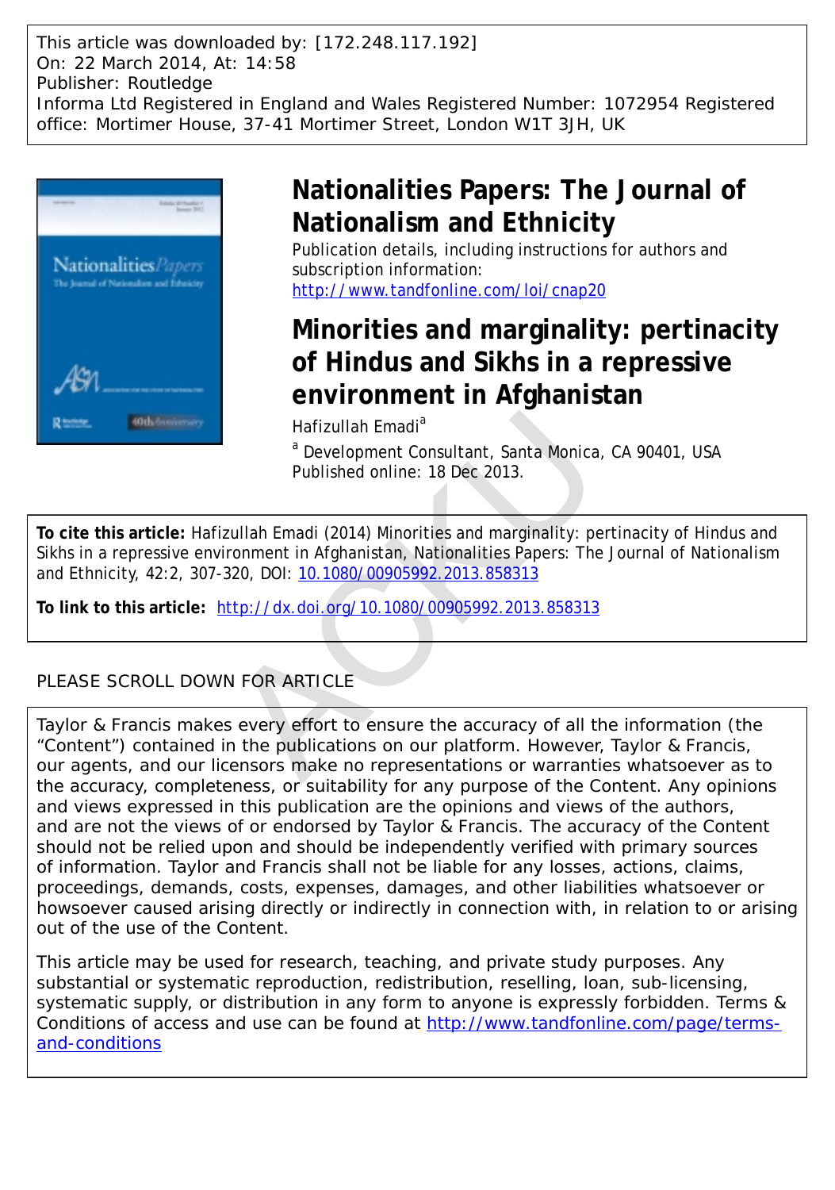This article was downloaded by: [172.248.117.192]
On: 22 March 2014, At: 14:58
Publisher: Routledge
Informa Ltd Registered in England and Wales Registered Number: 1072954 Registered office: Mortimer House, 37-41 Mortimer Street, London W1T 3JH, UK

# Nationalities Papers: The Journal of Nationalism and Ethnicity

Publication details, including instructions for authors and subscription information:
http://www.tandfonline.com/loi/cnap20

# Minorities and marginality: pertinacity of Hindus and Sikhs in a repressive environment in Afghanistan

Hafizullah Emadi[a]

[a] Development Consultant, Santa Monica, CA 90401, USA

Published online: 18 Dec 2013.

**To cite this article:** Hafizullah Emadi (2014) Minorities and marginality: pertinacity of Hindus and Sikhs in a repressive environment in Afghanistan, Nationalities Papers: The Journal of Nationalism and Ethnicity, 42:2, 307-320, DOI: 10.1080/00905992.2013.858313

**To link to this article:** http://dx.doi.org/10.1080/00905992.2013.858313

PLEASE SCROLL DOWN FOR ARTICLE

Taylor & Francis makes every effort to ensure the accuracy of all the information (the "Content") contained in the publications on our platform. However, Taylor & Francis, our agents, and our licensors make no representations or warranties whatsoever as to the accuracy, completeness, or suitability for any purpose of the Content. Any opinions and views expressed in this publication are the opinions and views of the authors, and are not the views of or endorsed by Taylor & Francis. The accuracy of the Content should not be relied upon and should be independently verified with primary sources of information. Taylor and Francis shall not be liable for any losses, actions, claims, proceedings, demands, costs, expenses, damages, and other liabilities whatsoever or howsoever caused arising directly or indirectly in connection with, in relation to or arising out of the use of the Content.

This article may be used for research, teaching, and private study purposes. Any substantial or systematic reproduction, redistribution, reselling, loan, sub-licensing, systematic supply, or distribution in any form to anyone is expressly forbidden. Terms & Conditions of access and use can be found at http://www.tandfonline.com/page/terms-and-conditions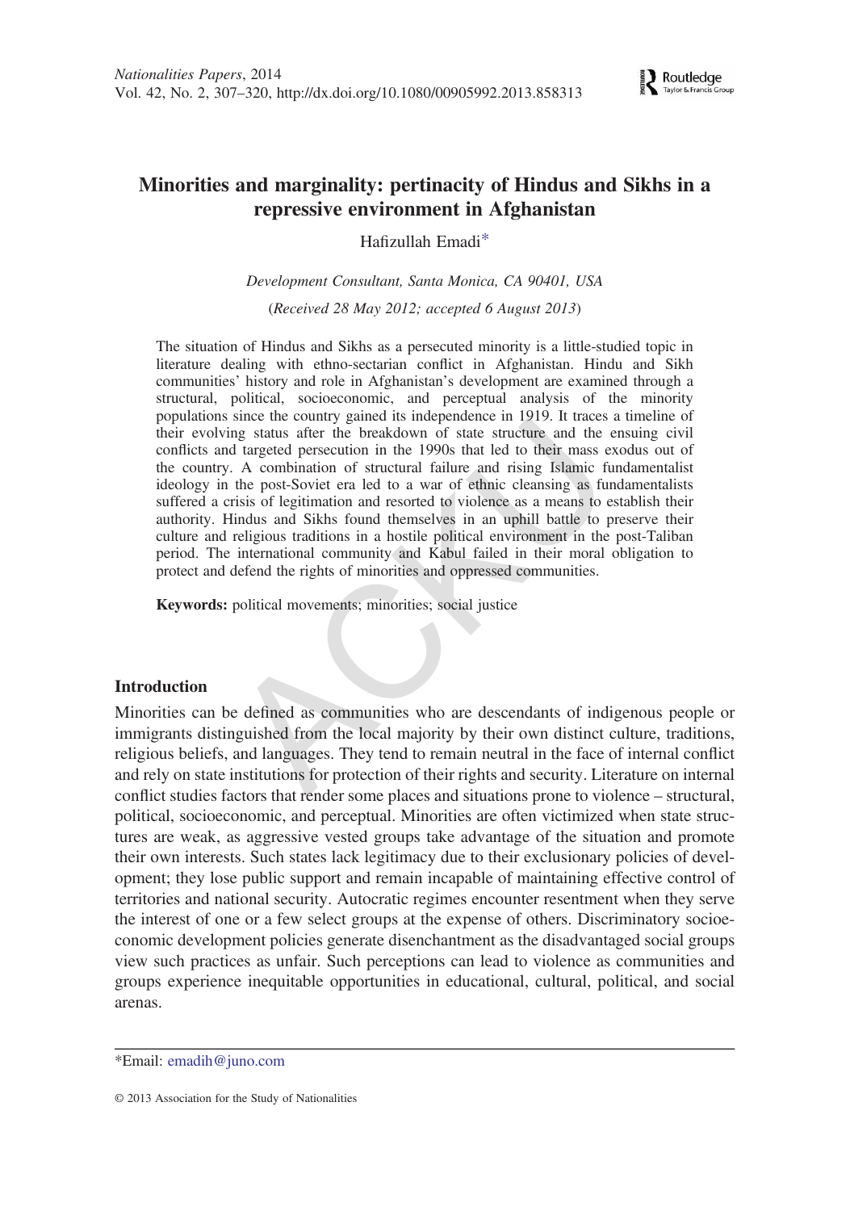# Minorities and marginality: pertinacity of Hindus and Sikhs in a repressive environment in Afghanistan

Hafizullah Emadi*

*Development Consultant, Santa Monica, CA 90401, USA*

(*Received 28 May 2012; accepted 6 August 2013*)

The situation of Hindus and Sikhs as a persecuted minority is a little-studied topic in literature dealing with ethno-sectarian conflict in Afghanistan. Hindu and Sikh communities' history and role in Afghanistan's development are examined through a structural, political, socioeconomic, and perceptual analysis of the minority populations since the country gained its independence in 1919. It traces a timeline of their evolving status after the breakdown of state structure and the ensuing civil conflicts and targeted persecution in the 1990s that led to their mass exodus out of the country. A combination of structural failure and rising Islamic fundamentalist ideology in the post-Soviet era led to a war of ethnic cleansing as fundamentalists suffered a crisis of legitimation and resorted to violence as a means to establish their authority. Hindus and Sikhs found themselves in an uphill battle to preserve their culture and religious traditions in a hostile political environment in the post-Taliban period. The international community and Kabul failed in their moral obligation to protect and defend the rights of minorities and oppressed communities.

**Keywords:** political movements; minorities; social justice

## Introduction

Minorities can be defined as communities who are descendants of indigenous people or immigrants distinguished from the local majority by their own distinct culture, traditions, religious beliefs, and languages. They tend to remain neutral in the face of internal conflict and rely on state institutions for protection of their rights and security. Literature on internal conflict studies factors that render some places and situations prone to violence – structural, political, socioeconomic, and perceptual. Minorities are often victimized when state structures are weak, as aggressive vested groups take advantage of the situation and promote their own interests. Such states lack legitimacy due to their exclusionary policies of development; they lose public support and remain incapable of maintaining effective control of territories and national security. Autocratic regimes encounter resentment when they serve the interest of one or a few select groups at the expense of others. Discriminatory socioeconomic development policies generate disenchantment as the disadvantaged social groups view such practices as unfair. Such perceptions can lead to violence as communities and groups experience inequitable opportunities in educational, cultural, political, and social arenas.

---

*Email: emadih@juno.com

© 2013 Association for the Study of Nationalities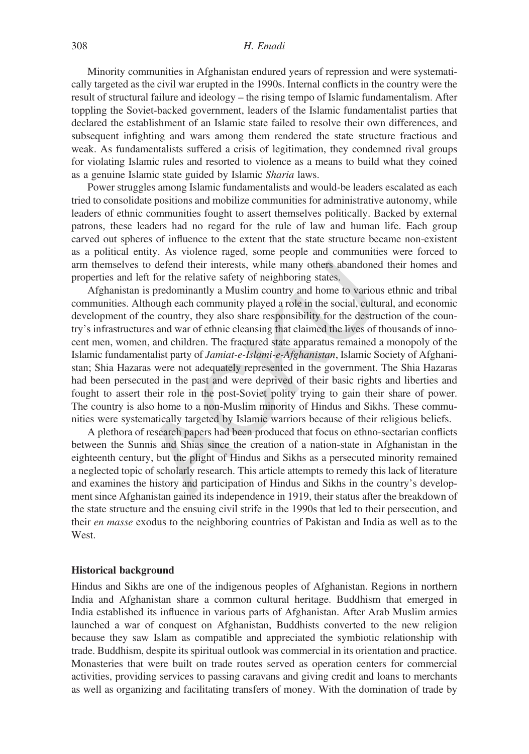Minority communities in Afghanistan endured years of repression and were systematically targeted as the civil war erupted in the 1990s. Internal conflicts in the country were the result of structural failure and ideology – the rising tempo of Islamic fundamentalism. After toppling the Soviet-backed government, leaders of the Islamic fundamentalist parties that declared the establishment of an Islamic state failed to resolve their own differences, and subsequent infighting and wars among them rendered the state structure fractious and weak. As fundamentalists suffered a crisis of legitimation, they condemned rival groups for violating Islamic rules and resorted to violence as a means to build what they coined as a genuine Islamic state guided by Islamic *Sharia* laws.

Power struggles among Islamic fundamentalists and would-be leaders escalated as each tried to consolidate positions and mobilize communities for administrative autonomy, while leaders of ethnic communities fought to assert themselves politically. Backed by external patrons, these leaders had no regard for the rule of law and human life. Each group carved out spheres of influence to the extent that the state structure became non-existent as a political entity. As violence raged, some people and communities were forced to arm themselves to defend their interests, while many others abandoned their homes and properties and left for the relative safety of neighboring states.

Afghanistan is predominantly a Muslim country and home to various ethnic and tribal communities. Although each community played a role in the social, cultural, and economic development of the country, they also share responsibility for the destruction of the country's infrastructures and war of ethnic cleansing that claimed the lives of thousands of innocent men, women, and children. The fractured state apparatus remained a monopoly of the Islamic fundamentalist party of *Jamiat-e-Islami-e-Afghanistan*, Islamic Society of Afghanistan; Shia Hazaras were not adequately represented in the government. The Shia Hazaras had been persecuted in the past and were deprived of their basic rights and liberties and fought to assert their role in the post-Soviet polity trying to gain their share of power. The country is also home to a non-Muslim minority of Hindus and Sikhs. These communities were systematically targeted by Islamic warriors because of their religious beliefs.

A plethora of research papers had been produced that focus on ethno-sectarian conflicts between the Sunnis and Shias since the creation of a nation-state in Afghanistan in the eighteenth century, but the plight of Hindus and Sikhs as a persecuted minority remained a neglected topic of scholarly research. This article attempts to remedy this lack of literature and examines the history and participation of Hindus and Sikhs in the country's development since Afghanistan gained its independence in 1919, their status after the breakdown of the state structure and the ensuing civil strife in the 1990s that led to their persecution, and their *en masse* exodus to the neighboring countries of Pakistan and India as well as to the West.

## Historical background

Hindus and Sikhs are one of the indigenous peoples of Afghanistan. Regions in northern India and Afghanistan share a common cultural heritage. Buddhism that emerged in India established its influence in various parts of Afghanistan. After Arab Muslim armies launched a war of conquest on Afghanistan, Buddhists converted to the new religion because they saw Islam as compatible and appreciated the symbiotic relationship with trade. Buddhism, despite its spiritual outlook was commercial in its orientation and practice. Monasteries that were built on trade routes served as operation centers for commercial activities, providing services to passing caravans and giving credit and loans to merchants as well as organizing and facilitating transfers of money. With the domination of trade by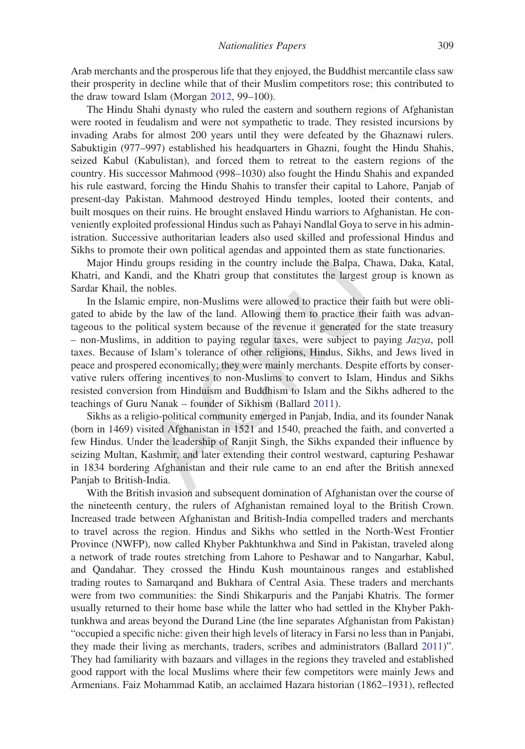Arab merchants and the prosperous life that they enjoyed, the Buddhist mercantile class saw their prosperity in decline while that of their Muslim competitors rose; this contributed to the draw toward Islam (Morgan 2012, 99–100).

The Hindu Shahi dynasty who ruled the eastern and southern regions of Afghanistan were rooted in feudalism and were not sympathetic to trade. They resisted incursions by invading Arabs for almost 200 years until they were defeated by the Ghaznawi rulers. Sabuktigin (977–997) established his headquarters in Ghazni, fought the Hindu Shahis, seized Kabul (Kabulistan), and forced them to retreat to the eastern regions of the country. His successor Mahmood (998–1030) also fought the Hindu Shahis and expanded his rule eastward, forcing the Hindu Shahis to transfer their capital to Lahore, Panjab of present-day Pakistan. Mahmood destroyed Hindu temples, looted their contents, and built mosques on their ruins. He brought enslaved Hindu warriors to Afghanistan. He conveniently exploited professional Hindus such as Pahayi Nandlal Goya to serve in his administration. Successive authoritarian leaders also used skilled and professional Hindus and Sikhs to promote their own political agendas and appointed them as state functionaries.

Major Hindu groups residing in the country include the Balpa, Chawa, Daka, Katal, Khatri, and Kandi, and the Khatri group that constitutes the largest group is known as Sardar Khail, the nobles.

In the Islamic empire, non-Muslims were allowed to practice their faith but were obligated to abide by the law of the land. Allowing them to practice their faith was advantageous to the political system because of the revenue it generated for the state treasury – non-Muslims, in addition to paying regular taxes, were subject to paying *Jazya*, poll taxes. Because of Islam's tolerance of other religions, Hindus, Sikhs, and Jews lived in peace and prospered economically; they were mainly merchants. Despite efforts by conservative rulers offering incentives to non-Muslims to convert to Islam, Hindus and Sikhs resisted conversion from Hinduism and Buddhism to Islam and the Sikhs adhered to the teachings of Guru Nanak – founder of Sikhism (Ballard 2011).

Sikhs as a religio-political community emerged in Panjab, India, and its founder Nanak (born in 1469) visited Afghanistan in 1521 and 1540, preached the faith, and converted a few Hindus. Under the leadership of Ranjit Singh, the Sikhs expanded their influence by seizing Multan, Kashmir, and later extending their control westward, capturing Peshawar in 1834 bordering Afghanistan and their rule came to an end after the British annexed Panjab to British-India.

With the British invasion and subsequent domination of Afghanistan over the course of the nineteenth century, the rulers of Afghanistan remained loyal to the British Crown. Increased trade between Afghanistan and British-India compelled traders and merchants to travel across the region. Hindus and Sikhs who settled in the North-West Frontier Province (NWFP), now called Khyber Pakhtunkhwa and Sind in Pakistan, traveled along a network of trade routes stretching from Lahore to Peshawar and to Nangarhar, Kabul, and Qandahar. They crossed the Hindu Kush mountainous ranges and established trading routes to Samarqand and Bukhara of Central Asia. These traders and merchants were from two communities: the Sindi Shikarpuris and the Panjabi Khatris. The former usually returned to their home base while the latter who had settled in the Khyber Pakhtunkhwa and areas beyond the Durand Line (the line separates Afghanistan from Pakistan) "occupied a specific niche: given their high levels of literacy in Farsi no less than in Panjabi, they made their living as merchants, traders, scribes and administrators (Ballard 2011)". They had familiarity with bazaars and villages in the regions they traveled and established good rapport with the local Muslims where their few competitors were mainly Jews and Armenians. Faiz Mohammad Katib, an acclaimed Hazara historian (1862–1931), reflected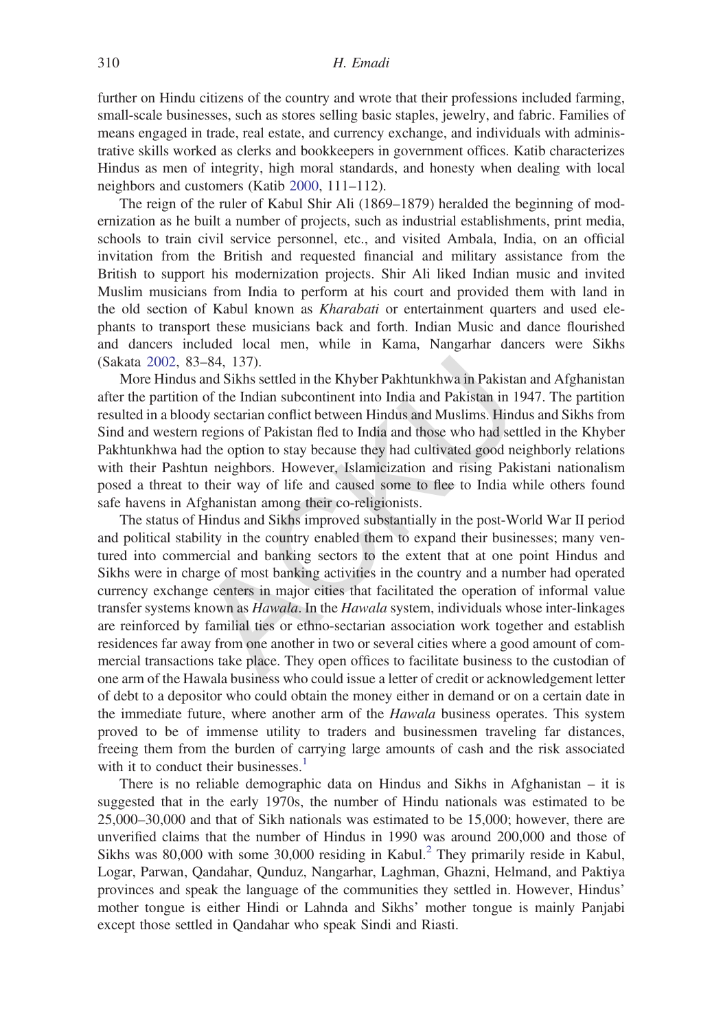further on Hindu citizens of the country and wrote that their professions included farming, small-scale businesses, such as stores selling basic staples, jewelry, and fabric. Families of means engaged in trade, real estate, and currency exchange, and individuals with administrative skills worked as clerks and bookkeepers in government offices. Katib characterizes Hindus as men of integrity, high moral standards, and honesty when dealing with local neighbors and customers (Katib 2000, 111–112).

The reign of the ruler of Kabul Shir Ali (1869–1879) heralded the beginning of modernization as he built a number of projects, such as industrial establishments, print media, schools to train civil service personnel, etc., and visited Ambala, India, on an official invitation from the British and requested financial and military assistance from the British to support his modernization projects. Shir Ali liked Indian music and invited Muslim musicians from India to perform at his court and provided them with land in the old section of Kabul known as *Kharabati* or entertainment quarters and used elephants to transport these musicians back and forth. Indian Music and dance flourished and dancers included local men, while in Kama, Nangarhar dancers were Sikhs (Sakata 2002, 83–84, 137).

More Hindus and Sikhs settled in the Khyber Pakhtunkhwa in Pakistan and Afghanistan after the partition of the Indian subcontinent into India and Pakistan in 1947. The partition resulted in a bloody sectarian conflict between Hindus and Muslims. Hindus and Sikhs from Sind and western regions of Pakistan fled to India and those who had settled in the Khyber Pakhtunkhwa had the option to stay because they had cultivated good neighborly relations with their Pashtun neighbors. However, Islamicization and rising Pakistani nationalism posed a threat to their way of life and caused some to flee to India while others found safe havens in Afghanistan among their co-religionists.

The status of Hindus and Sikhs improved substantially in the post-World War II period and political stability in the country enabled them to expand their businesses; many ventured into commercial and banking sectors to the extent that at one point Hindus and Sikhs were in charge of most banking activities in the country and a number had operated currency exchange centers in major cities that facilitated the operation of informal value transfer systems known as *Hawala*. In the *Hawala* system, individuals whose inter-linkages are reinforced by familial ties or ethno-sectarian association work together and establish residences far away from one another in two or several cities where a good amount of commercial transactions take place. They open offices to facilitate business to the custodian of one arm of the Hawala business who could issue a letter of credit or acknowledgement letter of debt to a depositor who could obtain the money either in demand or on a certain date in the immediate future, where another arm of the *Hawala* business operates. This system proved to be of immense utility to traders and businessmen traveling far distances, freeing them from the burden of carrying large amounts of cash and the risk associated with it to conduct their businesses.[1]

There is no reliable demographic data on Hindus and Sikhs in Afghanistan – it is suggested that in the early 1970s, the number of Hindu nationals was estimated to be 25,000–30,000 and that of Sikh nationals was estimated to be 15,000; however, there are unverified claims that the number of Hindus in 1990 was around 200,000 and those of Sikhs was 80,000 with some 30,000 residing in Kabul.[2] They primarily reside in Kabul, Logar, Parwan, Qandahar, Qunduz, Nangarhar, Laghman, Ghazni, Helmand, and Paktiya provinces and speak the language of the communities they settled in. However, Hindus' mother tongue is either Hindi or Lahnda and Sikhs' mother tongue is mainly Panjabi except those settled in Qandahar who speak Sindi and Riasti.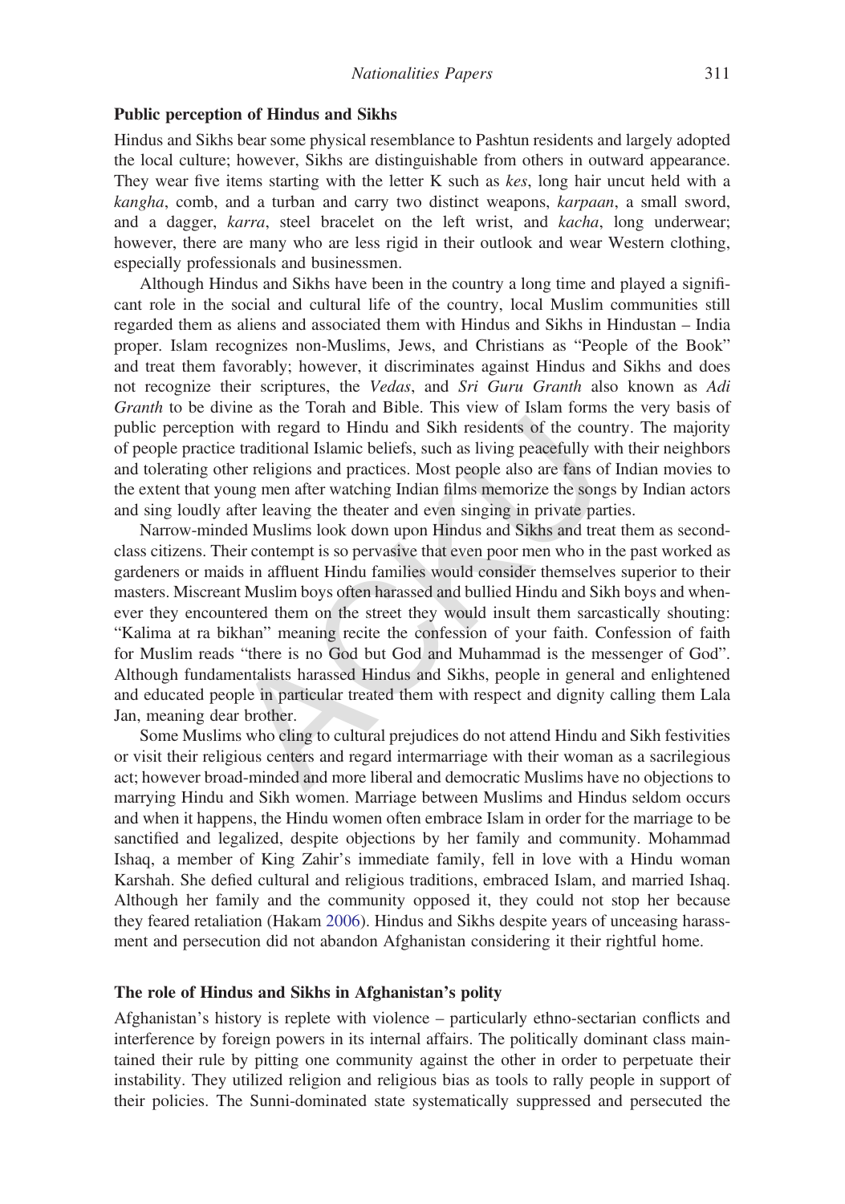### Public perception of Hindus and Sikhs

Hindus and Sikhs bear some physical resemblance to Pashtun residents and largely adopted the local culture; however, Sikhs are distinguishable from others in outward appearance. They wear five items starting with the letter K such as *kes*, long hair uncut held with a *kangha*, comb, and a turban and carry two distinct weapons, *karpaan*, a small sword, and a dagger, *karra*, steel bracelet on the left wrist, and *kacha*, long underwear; however, there are many who are less rigid in their outlook and wear Western clothing, especially professionals and businessmen.

Although Hindus and Sikhs have been in the country a long time and played a significant role in the social and cultural life of the country, local Muslim communities still regarded them as aliens and associated them with Hindus and Sikhs in Hindustan – India proper. Islam recognizes non-Muslims, Jews, and Christians as "People of the Book" and treat them favorably; however, it discriminates against Hindus and Sikhs and does not recognize their scriptures, the *Vedas*, and *Sri Guru Granth* also known as *Adi Granth* to be divine as the Torah and Bible. This view of Islam forms the very basis of public perception with regard to Hindu and Sikh residents of the country. The majority of people practice traditional Islamic beliefs, such as living peacefully with their neighbors and tolerating other religions and practices. Most people also are fans of Indian movies to the extent that young men after watching Indian films memorize the songs by Indian actors and sing loudly after leaving the theater and even singing in private parties.

Narrow-minded Muslims look down upon Hindus and Sikhs and treat them as second-class citizens. Their contempt is so pervasive that even poor men who in the past worked as gardeners or maids in affluent Hindu families would consider themselves superior to their masters. Miscreant Muslim boys often harassed and bullied Hindu and Sikh boys and whenever they encountered them on the street they would insult them sarcastically shouting: "Kalima at ra bikhan" meaning recite the confession of your faith. Confession of faith for Muslim reads "there is no God but God and Muhammad is the messenger of God". Although fundamentalists harassed Hindus and Sikhs, people in general and enlightened and educated people in particular treated them with respect and dignity calling them Lala Jan, meaning dear brother.

Some Muslims who cling to cultural prejudices do not attend Hindu and Sikh festivities or visit their religious centers and regard intermarriage with their woman as a sacrilegious act; however broad-minded and more liberal and democratic Muslims have no objections to marrying Hindu and Sikh women. Marriage between Muslims and Hindus seldom occurs and when it happens, the Hindu women often embrace Islam in order for the marriage to be sanctified and legalized, despite objections by her family and community. Mohammad Ishaq, a member of King Zahir's immediate family, fell in love with a Hindu woman Karshah. She defied cultural and religious traditions, embraced Islam, and married Ishaq. Although her family and the community opposed it, they could not stop her because they feared retaliation (Hakam 2006). Hindus and Sikhs despite years of unceasing harassment and persecution did not abandon Afghanistan considering it their rightful home.

### The role of Hindus and Sikhs in Afghanistan's polity

Afghanistan's history is replete with violence – particularly ethno-sectarian conflicts and interference by foreign powers in its internal affairs. The politically dominant class maintained their rule by pitting one community against the other in order to perpetuate their instability. They utilized religion and religious bias as tools to rally people in support of their policies. The Sunni-dominated state systematically suppressed and persecuted the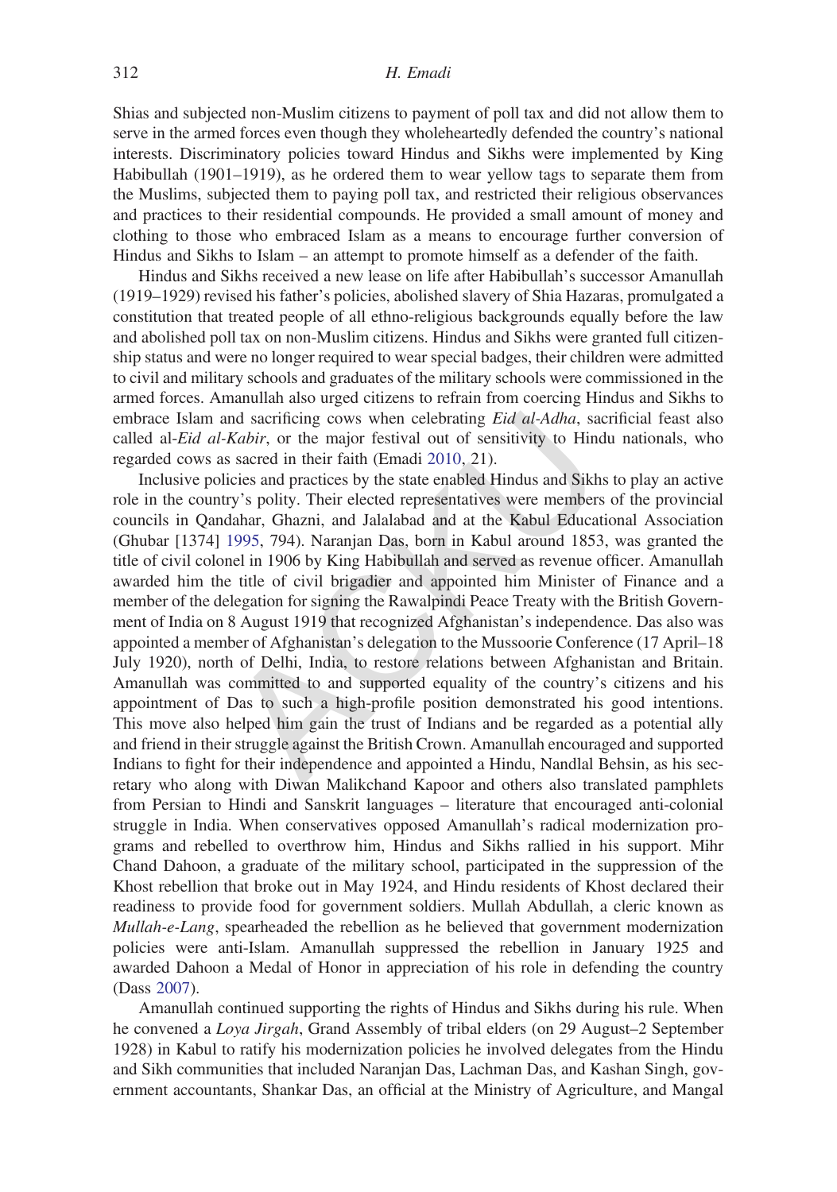Shias and subjected non-Muslim citizens to payment of poll tax and did not allow them to serve in the armed forces even though they wholeheartedly defended the country's national interests. Discriminatory policies toward Hindus and Sikhs were implemented by King Habibullah (1901–1919), as he ordered them to wear yellow tags to separate them from the Muslims, subjected them to paying poll tax, and restricted their religious observances and practices to their residential compounds. He provided a small amount of money and clothing to those who embraced Islam as a means to encourage further conversion of Hindus and Sikhs to Islam – an attempt to promote himself as a defender of the faith.

Hindus and Sikhs received a new lease on life after Habibullah's successor Amanullah (1919–1929) revised his father's policies, abolished slavery of Shia Hazaras, promulgated a constitution that treated people of all ethno-religious backgrounds equally before the law and abolished poll tax on non-Muslim citizens. Hindus and Sikhs were granted full citizenship status and were no longer required to wear special badges, their children were admitted to civil and military schools and graduates of the military schools were commissioned in the armed forces. Amanullah also urged citizens to refrain from coercing Hindus and Sikhs to embrace Islam and sacrificing cows when celebrating *Eid al-Adha*, sacrificial feast also called al-*Eid al-Kabir*, or the major festival out of sensitivity to Hindu nationals, who regarded cows as sacred in their faith (Emadi 2010, 21).

Inclusive policies and practices by the state enabled Hindus and Sikhs to play an active role in the country's polity. Their elected representatives were members of the provincial councils in Qandahar, Ghazni, and Jalalabad and at the Kabul Educational Association (Ghubar [1374] 1995, 794). Naranjan Das, born in Kabul around 1853, was granted the title of civil colonel in 1906 by King Habibullah and served as revenue officer. Amanullah awarded him the title of civil brigadier and appointed him Minister of Finance and a member of the delegation for signing the Rawalpindi Peace Treaty with the British Government of India on 8 August 1919 that recognized Afghanistan's independence. Das also was appointed a member of Afghanistan's delegation to the Mussoorie Conference (17 April–18 July 1920), north of Delhi, India, to restore relations between Afghanistan and Britain. Amanullah was committed to and supported equality of the country's citizens and his appointment of Das to such a high-profile position demonstrated his good intentions. This move also helped him gain the trust of Indians and be regarded as a potential ally and friend in their struggle against the British Crown. Amanullah encouraged and supported Indians to fight for their independence and appointed a Hindu, Nandlal Behsin, as his secretary who along with Diwan Malikchand Kapoor and others also translated pamphlets from Persian to Hindi and Sanskrit languages – literature that encouraged anti-colonial struggle in India. When conservatives opposed Amanullah's radical modernization programs and rebelled to overthrow him, Hindus and Sikhs rallied in his support. Mihr Chand Dahoon, a graduate of the military school, participated in the suppression of the Khost rebellion that broke out in May 1924, and Hindu residents of Khost declared their readiness to provide food for government soldiers. Mullah Abdullah, a cleric known as *Mullah-e-Lang*, spearheaded the rebellion as he believed that government modernization policies were anti-Islam. Amanullah suppressed the rebellion in January 1925 and awarded Dahoon a Medal of Honor in appreciation of his role in defending the country (Dass 2007).

Amanullah continued supporting the rights of Hindus and Sikhs during his rule. When he convened a *Loya Jirgah*, Grand Assembly of tribal elders (on 29 August–2 September 1928) in Kabul to ratify his modernization policies he involved delegates from the Hindu and Sikh communities that included Naranjan Das, Lachman Das, and Kashan Singh, government accountants, Shankar Das, an official at the Ministry of Agriculture, and Mangal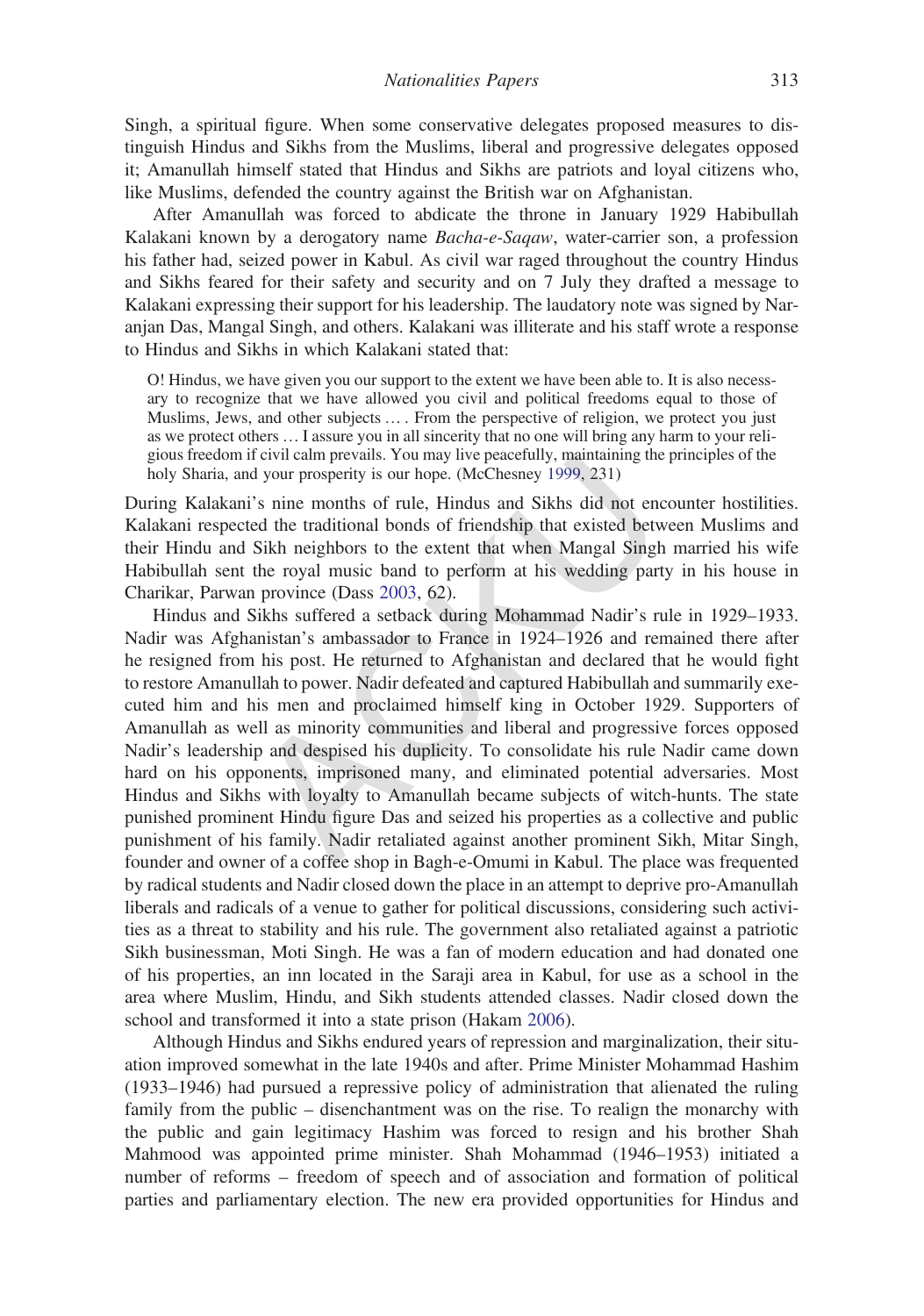Singh, a spiritual figure. When some conservative delegates proposed measures to distinguish Hindus and Sikhs from the Muslims, liberal and progressive delegates opposed it; Amanullah himself stated that Hindus and Sikhs are patriots and loyal citizens who, like Muslims, defended the country against the British war on Afghanistan.

After Amanullah was forced to abdicate the throne in January 1929 Habibullah Kalakani known by a derogatory name *Bacha-e-Saqaw*, water-carrier son, a profession his father had, seized power in Kabul. As civil war raged throughout the country Hindus and Sikhs feared for their safety and security and on 7 July they drafted a message to Kalakani expressing their support for his leadership. The laudatory note was signed by Naranjan Das, Mangal Singh, and others. Kalakani was illiterate and his staff wrote a response to Hindus and Sikhs in which Kalakani stated that:

> O! Hindus, we have given you our support to the extent we have been able to. It is also necessary to recognize that we have allowed you civil and political freedoms equal to those of Muslims, Jews, and other subjects … . From the perspective of religion, we protect you just as we protect others … I assure you in all sincerity that no one will bring any harm to your religious freedom if civil calm prevails. You may live peacefully, maintaining the principles of the holy Sharia, and your prosperity is our hope. (McChesney 1999, 231)

During Kalakani's nine months of rule, Hindus and Sikhs did not encounter hostilities. Kalakani respected the traditional bonds of friendship that existed between Muslims and their Hindu and Sikh neighbors to the extent that when Mangal Singh married his wife Habibullah sent the royal music band to perform at his wedding party in his house in Charikar, Parwan province (Dass 2003, 62).

Hindus and Sikhs suffered a setback during Mohammad Nadir's rule in 1929–1933. Nadir was Afghanistan's ambassador to France in 1924–1926 and remained there after he resigned from his post. He returned to Afghanistan and declared that he would fight to restore Amanullah to power. Nadir defeated and captured Habibullah and summarily executed him and his men and proclaimed himself king in October 1929. Supporters of Amanullah as well as minority communities and liberal and progressive forces opposed Nadir's leadership and despised his duplicity. To consolidate his rule Nadir came down hard on his opponents, imprisoned many, and eliminated potential adversaries. Most Hindus and Sikhs with loyalty to Amanullah became subjects of witch-hunts. The state punished prominent Hindu figure Das and seized his properties as a collective and public punishment of his family. Nadir retaliated against another prominent Sikh, Mitar Singh, founder and owner of a coffee shop in Bagh-e-Omumi in Kabul. The place was frequented by radical students and Nadir closed down the place in an attempt to deprive pro-Amanullah liberals and radicals of a venue to gather for political discussions, considering such activities as a threat to stability and his rule. The government also retaliated against a patriotic Sikh businessman, Moti Singh. He was a fan of modern education and had donated one of his properties, an inn located in the Saraji area in Kabul, for use as a school in the area where Muslim, Hindu, and Sikh students attended classes. Nadir closed down the school and transformed it into a state prison (Hakam 2006).

Although Hindus and Sikhs endured years of repression and marginalization, their situation improved somewhat in the late 1940s and after. Prime Minister Mohammad Hashim (1933–1946) had pursued a repressive policy of administration that alienated the ruling family from the public – disenchantment was on the rise. To realign the monarchy with the public and gain legitimacy Hashim was forced to resign and his brother Shah Mahmood was appointed prime minister. Shah Mohammad (1946–1953) initiated a number of reforms – freedom of speech and of association and formation of political parties and parliamentary election. The new era provided opportunities for Hindus and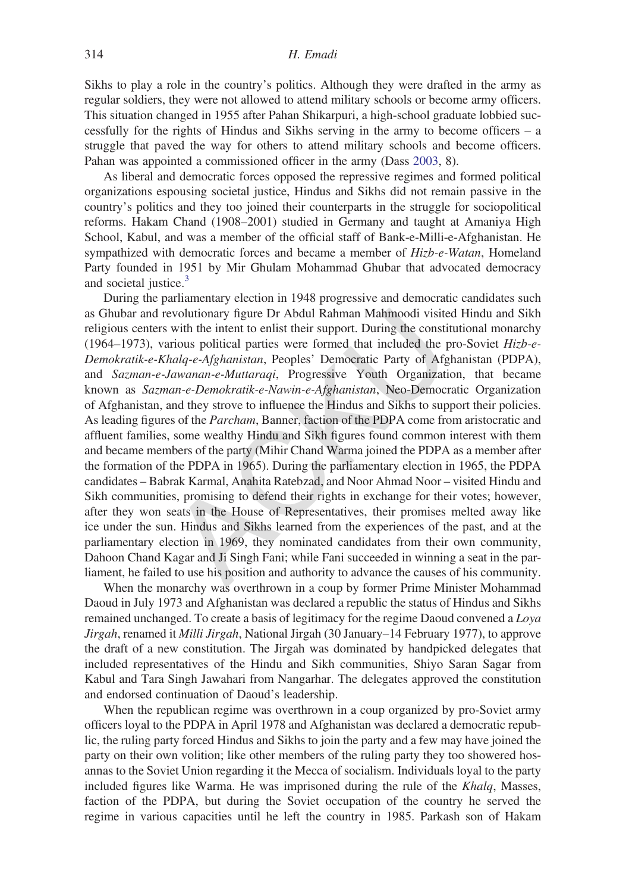Sikhs to play a role in the country's politics. Although they were drafted in the army as regular soldiers, they were not allowed to attend military schools or become army officers. This situation changed in 1955 after Pahan Shikarpuri, a high-school graduate lobbied successfully for the rights of Hindus and Sikhs serving in the army to become officers – a struggle that paved the way for others to attend military schools and become officers. Pahan was appointed a commissioned officer in the army (Dass 2003, 8).

As liberal and democratic forces opposed the repressive regimes and formed political organizations espousing societal justice, Hindus and Sikhs did not remain passive in the country's politics and they too joined their counterparts in the struggle for sociopolitical reforms. Hakam Chand (1908–2001) studied in Germany and taught at Amaniya High School, Kabul, and was a member of the official staff of Bank-e-Milli-e-Afghanistan. He sympathized with democratic forces and became a member of *Hizb-e-Watan*, Homeland Party founded in 1951 by Mir Ghulam Mohammad Ghubar that advocated democracy and societal justice.[3]

During the parliamentary election in 1948 progressive and democratic candidates such as Ghubar and revolutionary figure Dr Abdul Rahman Mahmoodi visited Hindu and Sikh religious centers with the intent to enlist their support. During the constitutional monarchy (1964–1973), various political parties were formed that included the pro-Soviet *Hizb-e-Demokratik-e-Khalq-e-Afghanistan*, Peoples' Democratic Party of Afghanistan (PDPA), and *Sazman-e-Jawanan-e-Muttaraqi*, Progressive Youth Organization, that became known as *Sazman-e-Demokratik-e-Nawin-e-Afghanistan*, Neo-Democratic Organization of Afghanistan, and they strove to influence the Hindus and Sikhs to support their policies. As leading figures of the *Parcham*, Banner, faction of the PDPA come from aristocratic and affluent families, some wealthy Hindu and Sikh figures found common interest with them and became members of the party (Mihir Chand Warma joined the PDPA as a member after the formation of the PDPA in 1965). During the parliamentary election in 1965, the PDPA candidates – Babrak Karmal, Anahita Ratebzad, and Noor Ahmad Noor – visited Hindu and Sikh communities, promising to defend their rights in exchange for their votes; however, after they won seats in the House of Representatives, their promises melted away like ice under the sun. Hindus and Sikhs learned from the experiences of the past, and at the parliamentary election in 1969, they nominated candidates from their own community, Dahoon Chand Kagar and Ji Singh Fani; while Fani succeeded in winning a seat in the parliament, he failed to use his position and authority to advance the causes of his community.

When the monarchy was overthrown in a coup by former Prime Minister Mohammad Daoud in July 1973 and Afghanistan was declared a republic the status of Hindus and Sikhs remained unchanged. To create a basis of legitimacy for the regime Daoud convened a *Loya Jirgah*, renamed it *Milli Jirgah*, National Jirgah (30 January–14 February 1977), to approve the draft of a new constitution. The Jirgah was dominated by handpicked delegates that included representatives of the Hindu and Sikh communities, Shiyo Saran Sagar from Kabul and Tara Singh Jawahari from Nangarhar. The delegates approved the constitution and endorsed continuation of Daoud's leadership.

When the republican regime was overthrown in a coup organized by pro-Soviet army officers loyal to the PDPA in April 1978 and Afghanistan was declared a democratic republic, the ruling party forced Hindus and Sikhs to join the party and a few may have joined the party on their own volition; like other members of the ruling party they too showered hosannas to the Soviet Union regarding it the Mecca of socialism. Individuals loyal to the party included figures like Warma. He was imprisoned during the rule of the *Khalq*, Masses, faction of the PDPA, but during the Soviet occupation of the country he served the regime in various capacities until he left the country in 1985. Parkash son of Hakam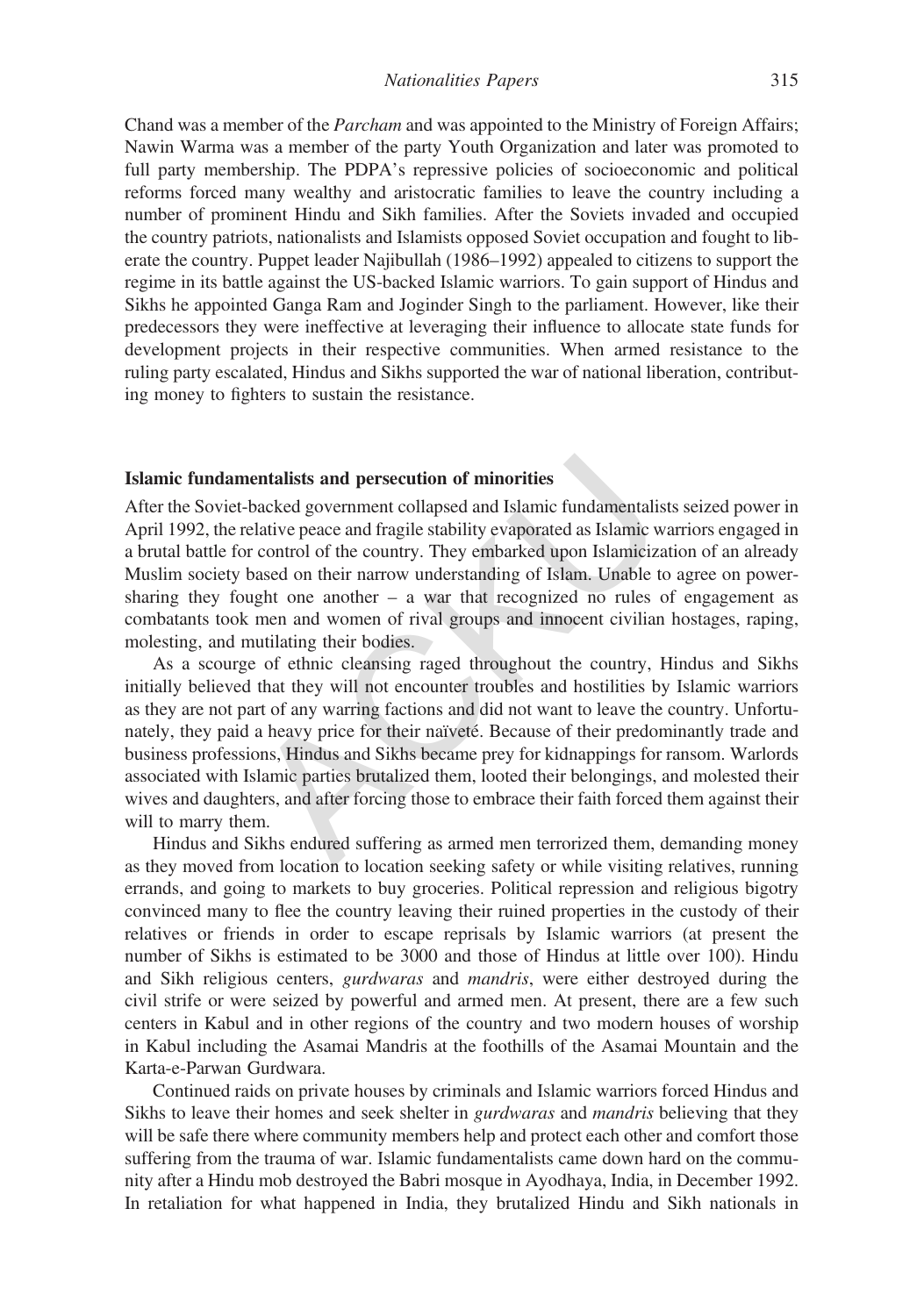Chand was a member of the *Parcham* and was appointed to the Ministry of Foreign Affairs; Nawin Warma was a member of the party Youth Organization and later was promoted to full party membership. The PDPA's repressive policies of socioeconomic and political reforms forced many wealthy and aristocratic families to leave the country including a number of prominent Hindu and Sikh families. After the Soviets invaded and occupied the country patriots, nationalists and Islamists opposed Soviet occupation and fought to liberate the country. Puppet leader Najibullah (1986–1992) appealed to citizens to support the regime in its battle against the US-backed Islamic warriors. To gain support of Hindus and Sikhs he appointed Ganga Ram and Joginder Singh to the parliament. However, like their predecessors they were ineffective at leveraging their influence to allocate state funds for development projects in their respective communities. When armed resistance to the ruling party escalated, Hindus and Sikhs supported the war of national liberation, contributing money to fighters to sustain the resistance.

## Islamic fundamentalists and persecution of minorities

After the Soviet-backed government collapsed and Islamic fundamentalists seized power in April 1992, the relative peace and fragile stability evaporated as Islamic warriors engaged in a brutal battle for control of the country. They embarked upon Islamicization of an already Muslim society based on their narrow understanding of Islam. Unable to agree on power-sharing they fought one another – a war that recognized no rules of engagement as combatants took men and women of rival groups and innocent civilian hostages, raping, molesting, and mutilating their bodies.

As a scourge of ethnic cleansing raged throughout the country, Hindus and Sikhs initially believed that they will not encounter troubles and hostilities by Islamic warriors as they are not part of any warring factions and did not want to leave the country. Unfortunately, they paid a heavy price for their naïveté. Because of their predominantly trade and business professions, Hindus and Sikhs became prey for kidnappings for ransom. Warlords associated with Islamic parties brutalized them, looted their belongings, and molested their wives and daughters, and after forcing those to embrace their faith forced them against their will to marry them.

Hindus and Sikhs endured suffering as armed men terrorized them, demanding money as they moved from location to location seeking safety or while visiting relatives, running errands, and going to markets to buy groceries. Political repression and religious bigotry convinced many to flee the country leaving their ruined properties in the custody of their relatives or friends in order to escape reprisals by Islamic warriors (at present the number of Sikhs is estimated to be 3000 and those of Hindus at little over 100). Hindu and Sikh religious centers, *gurdwaras* and *mandris*, were either destroyed during the civil strife or were seized by powerful and armed men. At present, there are a few such centers in Kabul and in other regions of the country and two modern houses of worship in Kabul including the Asamai Mandris at the foothills of the Asamai Mountain and the Karta-e-Parwan Gurdwara.

Continued raids on private houses by criminals and Islamic warriors forced Hindus and Sikhs to leave their homes and seek shelter in *gurdwaras* and *mandris* believing that they will be safe there where community members help and protect each other and comfort those suffering from the trauma of war. Islamic fundamentalists came down hard on the community after a Hindu mob destroyed the Babri mosque in Ayodhaya, India, in December 1992. In retaliation for what happened in India, they brutalized Hindu and Sikh nationals in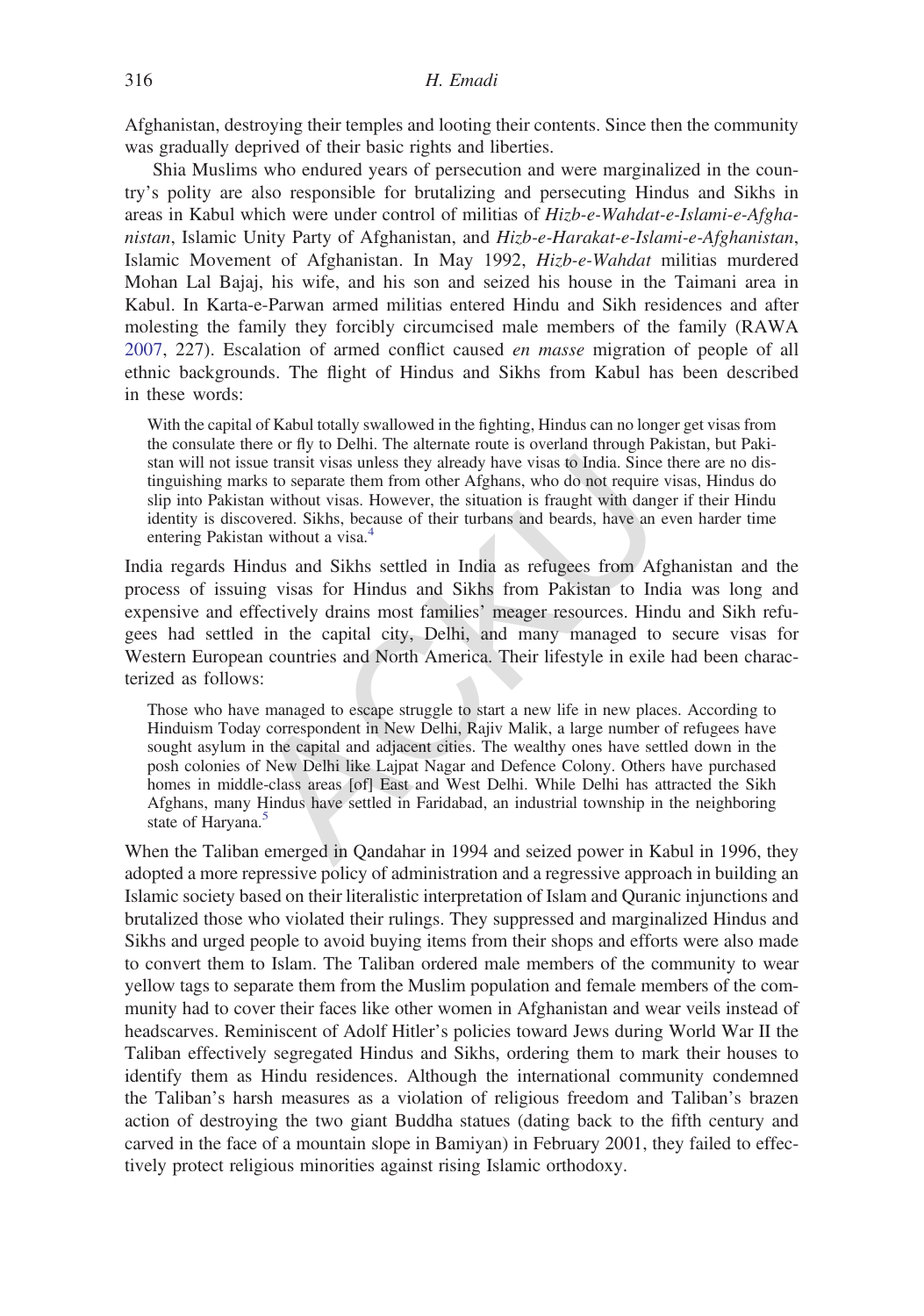Afghanistan, destroying their temples and looting their contents. Since then the community was gradually deprived of their basic rights and liberties.

Shia Muslims who endured years of persecution and were marginalized in the country's polity are also responsible for brutalizing and persecuting Hindus and Sikhs in areas in Kabul which were under control of militias of *Hizb-e-Wahdat-e-Islami-e-Afghanistan*, Islamic Unity Party of Afghanistan, and *Hizb-e-Harakat-e-Islami-e-Afghanistan*, Islamic Movement of Afghanistan. In May 1992, *Hizb-e-Wahdat* militias murdered Mohan Lal Bajaj, his wife, and his son and seized his house in the Taimani area in Kabul. In Karta-e-Parwan armed militias entered Hindu and Sikh residences and after molesting the family they forcibly circumcised male members of the family (RAWA 2007, 227). Escalation of armed conflict caused *en masse* migration of people of all ethnic backgrounds. The flight of Hindus and Sikhs from Kabul has been described in these words:

> With the capital of Kabul totally swallowed in the fighting, Hindus can no longer get visas from the consulate there or fly to Delhi. The alternate route is overland through Pakistan, but Pakistan will not issue transit visas unless they already have visas to India. Since there are no distinguishing marks to separate them from other Afghans, who do not require visas, Hindus do slip into Pakistan without visas. However, the situation is fraught with danger if their Hindu identity is discovered. Sikhs, because of their turbans and beards, have an even harder time entering Pakistan without a visa.[4]

India regards Hindus and Sikhs settled in India as refugees from Afghanistan and the process of issuing visas for Hindus and Sikhs from Pakistan to India was long and expensive and effectively drains most families' meager resources. Hindu and Sikh refugees had settled in the capital city, Delhi, and many managed to secure visas for Western European countries and North America. Their lifestyle in exile had been characterized as follows:

> Those who have managed to escape struggle to start a new life in new places. According to Hinduism Today correspondent in New Delhi, Rajiv Malik, a large number of refugees have sought asylum in the capital and adjacent cities. The wealthy ones have settled down in the posh colonies of New Delhi like Lajpat Nagar and Defence Colony. Others have purchased homes in middle-class areas [of] East and West Delhi. While Delhi has attracted the Sikh Afghans, many Hindus have settled in Faridabad, an industrial township in the neighboring state of Haryana.[5]

When the Taliban emerged in Qandahar in 1994 and seized power in Kabul in 1996, they adopted a more repressive policy of administration and a regressive approach in building an Islamic society based on their literalistic interpretation of Islam and Quranic injunctions and brutalized those who violated their rulings. They suppressed and marginalized Hindus and Sikhs and urged people to avoid buying items from their shops and efforts were also made to convert them to Islam. The Taliban ordered male members of the community to wear yellow tags to separate them from the Muslim population and female members of the community had to cover their faces like other women in Afghanistan and wear veils instead of headscarves. Reminiscent of Adolf Hitler's policies toward Jews during World War II the Taliban effectively segregated Hindus and Sikhs, ordering them to mark their houses to identify them as Hindu residences. Although the international community condemned the Taliban's harsh measures as a violation of religious freedom and Taliban's brazen action of destroying the two giant Buddha statues (dating back to the fifth century and carved in the face of a mountain slope in Bamiyan) in February 2001, they failed to effectively protect religious minorities against rising Islamic orthodoxy.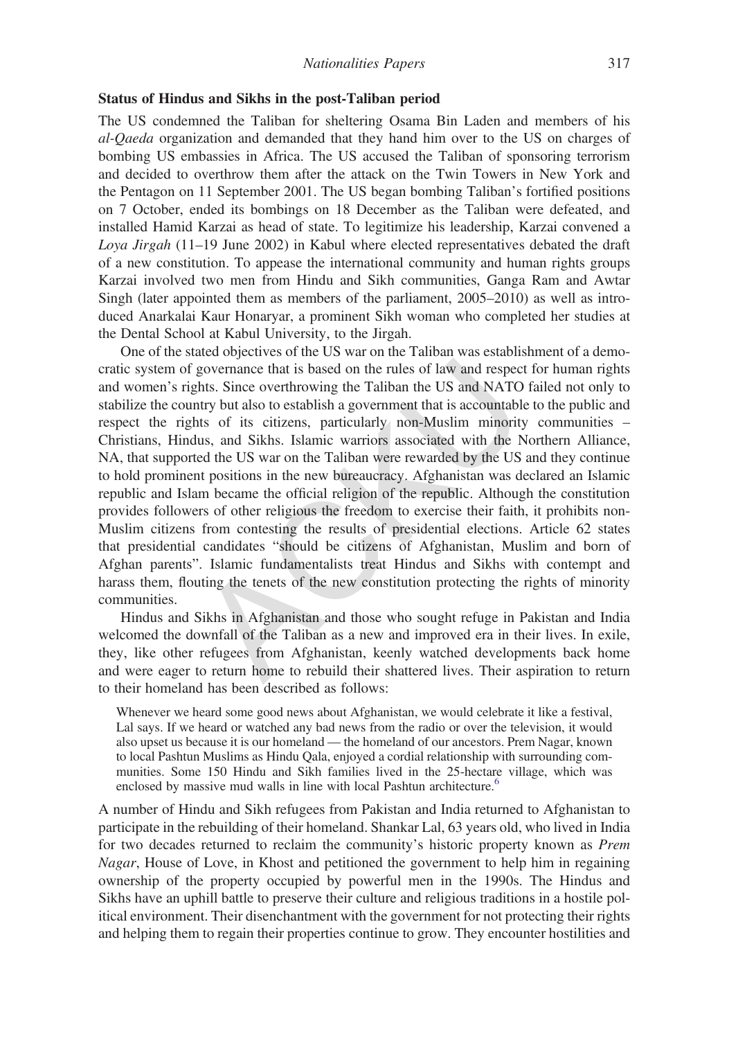### Status of Hindus and Sikhs in the post-Taliban period

The US condemned the Taliban for sheltering Osama Bin Laden and members of his *al-Qaeda* organization and demanded that they hand him over to the US on charges of bombing US embassies in Africa. The US accused the Taliban of sponsoring terrorism and decided to overthrow them after the attack on the Twin Towers in New York and the Pentagon on 11 September 2001. The US began bombing Taliban's fortified positions on 7 October, ended its bombings on 18 December as the Taliban were defeated, and installed Hamid Karzai as head of state. To legitimize his leadership, Karzai convened a *Loya Jirgah* (11–19 June 2002) in Kabul where elected representatives debated the draft of a new constitution. To appease the international community and human rights groups Karzai involved two men from Hindu and Sikh communities, Ganga Ram and Awtar Singh (later appointed them as members of the parliament, 2005–2010) as well as introduced Anarkalai Kaur Honaryar, a prominent Sikh woman who completed her studies at the Dental School at Kabul University, to the Jirgah.

One of the stated objectives of the US war on the Taliban was establishment of a democratic system of governance that is based on the rules of law and respect for human rights and women's rights. Since overthrowing the Taliban the US and NATO failed not only to stabilize the country but also to establish a government that is accountable to the public and respect the rights of its citizens, particularly non-Muslim minority communities – Christians, Hindus, and Sikhs. Islamic warriors associated with the Northern Alliance, NA, that supported the US war on the Taliban were rewarded by the US and they continue to hold prominent positions in the new bureaucracy. Afghanistan was declared an Islamic republic and Islam became the official religion of the republic. Although the constitution provides followers of other religious the freedom to exercise their faith, it prohibits non-Muslim citizens from contesting the results of presidential elections. Article 62 states that presidential candidates "should be citizens of Afghanistan, Muslim and born of Afghan parents". Islamic fundamentalists treat Hindus and Sikhs with contempt and harass them, flouting the tenets of the new constitution protecting the rights of minority communities.

Hindus and Sikhs in Afghanistan and those who sought refuge in Pakistan and India welcomed the downfall of the Taliban as a new and improved era in their lives. In exile, they, like other refugees from Afghanistan, keenly watched developments back home and were eager to return home to rebuild their shattered lives. Their aspiration to return to their homeland has been described as follows:

> Whenever we heard some good news about Afghanistan, we would celebrate it like a festival, Lal says. If we heard or watched any bad news from the radio or over the television, it would also upset us because it is our homeland — the homeland of our ancestors. Prem Nagar, known to local Pashtun Muslims as Hindu Qala, enjoyed a cordial relationship with surrounding communities. Some 150 Hindu and Sikh families lived in the 25-hectare village, which was enclosed by massive mud walls in line with local Pashtun architecture.[6]

A number of Hindu and Sikh refugees from Pakistan and India returned to Afghanistan to participate in the rebuilding of their homeland. Shankar Lal, 63 years old, who lived in India for two decades returned to reclaim the community's historic property known as *Prem Nagar*, House of Love, in Khost and petitioned the government to help him in regaining ownership of the property occupied by powerful men in the 1990s. The Hindus and Sikhs have an uphill battle to preserve their culture and religious traditions in a hostile political environment. Their disenchantment with the government for not protecting their rights and helping them to regain their properties continue to grow. They encounter hostilities and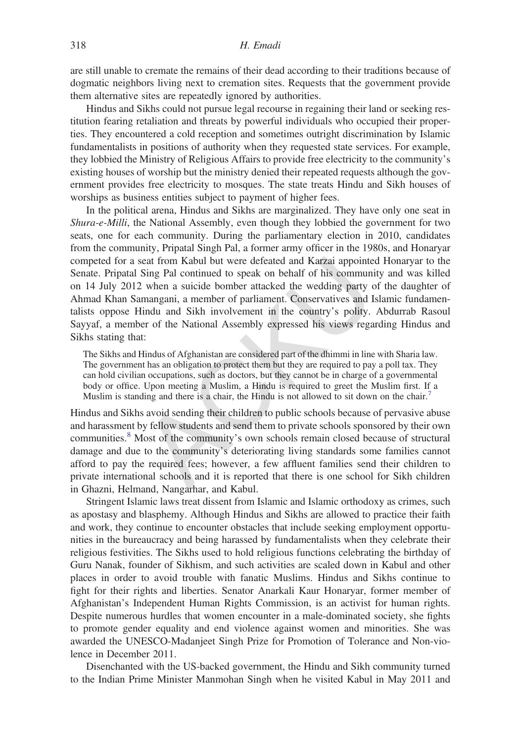are still unable to cremate the remains of their dead according to their traditions because of dogmatic neighbors living next to cremation sites. Requests that the government provide them alternative sites are repeatedly ignored by authorities.

Hindus and Sikhs could not pursue legal recourse in regaining their land or seeking restitution fearing retaliation and threats by powerful individuals who occupied their properties. They encountered a cold reception and sometimes outright discrimination by Islamic fundamentalists in positions of authority when they requested state services. For example, they lobbied the Ministry of Religious Affairs to provide free electricity to the community's existing houses of worship but the ministry denied their repeated requests although the government provides free electricity to mosques. The state treats Hindu and Sikh houses of worships as business entities subject to payment of higher fees.

In the political arena, Hindus and Sikhs are marginalized. They have only one seat in *Shura-e-Milli*, the National Assembly, even though they lobbied the government for two seats, one for each community. During the parliamentary election in 2010, candidates from the community, Pripatal Singh Pal, a former army officer in the 1980s, and Honaryar competed for a seat from Kabul but were defeated and Karzai appointed Honaryar to the Senate. Pripatal Sing Pal continued to speak on behalf of his community and was killed on 14 July 2012 when a suicide bomber attacked the wedding party of the daughter of Ahmad Khan Samangani, a member of parliament. Conservatives and Islamic fundamentalists oppose Hindu and Sikh involvement in the country's polity. Abdurrab Rasoul Sayyaf, a member of the National Assembly expressed his views regarding Hindus and Sikhs stating that:

> The Sikhs and Hindus of Afghanistan are considered part of the dhimmi in line with Sharia law. The government has an obligation to protect them but they are required to pay a poll tax. They can hold civilian occupations, such as doctors, but they cannot be in charge of a governmental body or office. Upon meeting a Muslim, a Hindu is required to greet the Muslim first. If a Muslim is standing and there is a chair, the Hindu is not allowed to sit down on the chair.[7]

Hindus and Sikhs avoid sending their children to public schools because of pervasive abuse and harassment by fellow students and send them to private schools sponsored by their own communities.[8] Most of the community's own schools remain closed because of structural damage and due to the community's deteriorating living standards some families cannot afford to pay the required fees; however, a few affluent families send their children to private international schools and it is reported that there is one school for Sikh children in Ghazni, Helmand, Nangarhar, and Kabul.

Stringent Islamic laws treat dissent from Islamic and Islamic orthodoxy as crimes, such as apostasy and blasphemy. Although Hindus and Sikhs are allowed to practice their faith and work, they continue to encounter obstacles that include seeking employment opportunities in the bureaucracy and being harassed by fundamentalists when they celebrate their religious festivities. The Sikhs used to hold religious functions celebrating the birthday of Guru Nanak, founder of Sikhism, and such activities are scaled down in Kabul and other places in order to avoid trouble with fanatic Muslims. Hindus and Sikhs continue to fight for their rights and liberties. Senator Anarkali Kaur Honaryar, former member of Afghanistan's Independent Human Rights Commission, is an activist for human rights. Despite numerous hurdles that women encounter in a male-dominated society, she fights to promote gender equality and end violence against women and minorities. She was awarded the UNESCO-Madanjeet Singh Prize for Promotion of Tolerance and Non-violence in December 2011.

Disenchanted with the US-backed government, the Hindu and Sikh community turned to the Indian Prime Minister Manmohan Singh when he visited Kabul in May 2011 and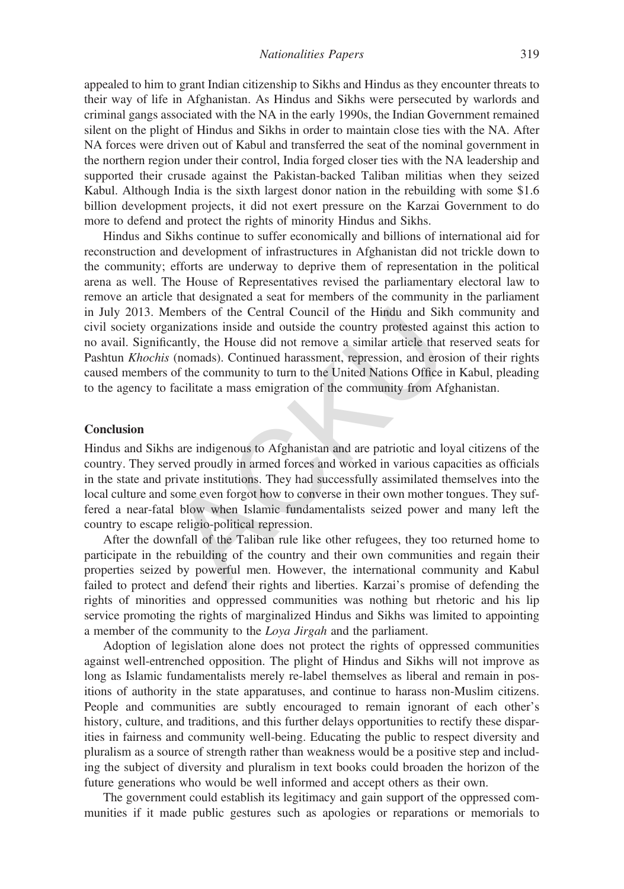appealed to him to grant Indian citizenship to Sikhs and Hindus as they encounter threats to their way of life in Afghanistan. As Hindus and Sikhs were persecuted by warlords and criminal gangs associated with the NA in the early 1990s, the Indian Government remained silent on the plight of Hindus and Sikhs in order to maintain close ties with the NA. After NA forces were driven out of Kabul and transferred the seat of the nominal government in the northern region under their control, India forged closer ties with the NA leadership and supported their crusade against the Pakistan-backed Taliban militias when they seized Kabul. Although India is the sixth largest donor nation in the rebuilding with some $1.6 billion development projects, it did not exert pressure on the Karzai Government to do more to defend and protect the rights of minority Hindus and Sikhs.

Hindus and Sikhs continue to suffer economically and billions of international aid for reconstruction and development of infrastructures in Afghanistan did not trickle down to the community; efforts are underway to deprive them of representation in the political arena as well. The House of Representatives revised the parliamentary electoral law to remove an article that designated a seat for members of the community in the parliament in July 2013. Members of the Central Council of the Hindu and Sikh community and civil society organizations inside and outside the country protested against this action to no avail. Significantly, the House did not remove a similar article that reserved seats for Pashtun *Khochis* (nomads). Continued harassment, repression, and erosion of their rights caused members of the community to turn to the United Nations Office in Kabul, pleading to the agency to facilitate a mass emigration of the community from Afghanistan.

## Conclusion

Hindus and Sikhs are indigenous to Afghanistan and are patriotic and loyal citizens of the country. They served proudly in armed forces and worked in various capacities as officials in the state and private institutions. They had successfully assimilated themselves into the local culture and some even forgot how to converse in their own mother tongues. They suffered a near-fatal blow when Islamic fundamentalists seized power and many left the country to escape religio-political repression.

After the downfall of the Taliban rule like other refugees, they too returned home to participate in the rebuilding of the country and their own communities and regain their properties seized by powerful men. However, the international community and Kabul failed to protect and defend their rights and liberties. Karzai's promise of defending the rights of minorities and oppressed communities was nothing but rhetoric and his lip service promoting the rights of marginalized Hindus and Sikhs was limited to appointing a member of the community to the *Loya Jirgah* and the parliament.

Adoption of legislation alone does not protect the rights of oppressed communities against well-entrenched opposition. The plight of Hindus and Sikhs will not improve as long as Islamic fundamentalists merely re-label themselves as liberal and remain in positions of authority in the state apparatuses, and continue to harass non-Muslim citizens. People and communities are subtly encouraged to remain ignorant of each other's history, culture, and traditions, and this further delays opportunities to rectify these disparities in fairness and community well-being. Educating the public to respect diversity and pluralism as a source of strength rather than weakness would be a positive step and including the subject of diversity and pluralism in text books could broaden the horizon of the future generations who would be well informed and accept others as their own.

The government could establish its legitimacy and gain support of the oppressed communities if it made public gestures such as apologies or reparations or memorials to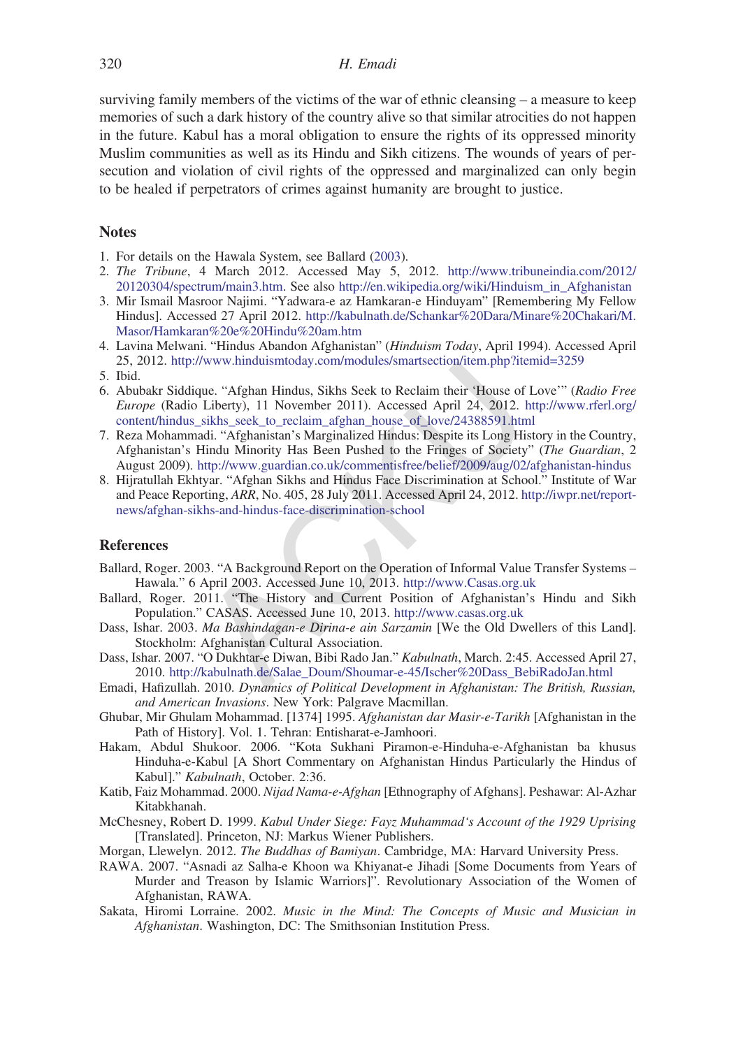surviving family members of the victims of the war of ethnic cleansing – a measure to keep memories of such a dark history of the country alive so that similar atrocities do not happen in the future. Kabul has a moral obligation to ensure the rights of its oppressed minority Muslim communities as well as its Hindu and Sikh citizens. The wounds of years of persecution and violation of civil rights of the oppressed and marginalized can only begin to be healed if perpetrators of crimes against humanity are brought to justice.

## Notes

1. For details on the Hawala System, see Ballard (2003).
2. *The Tribune*, 4 March 2012. Accessed May 5, 2012. http://www.tribuneindia.com/2012/20120304/spectrum/main3.htm. See also http://en.wikipedia.org/wiki/Hinduism_in_Afghanistan
3. Mir Ismail Masroor Najimi. "Yadwara-e az Hamkaran-e Hinduyam" [Remembering My Fellow Hindus]. Accessed 27 April 2012. http://kabulnath.de/Schankar%20Dara/Minare%20Chakari/M.Masor/Hamkaran%20e%20Hindu%20am.htm
4. Lavina Melwani. "Hindus Abandon Afghanistan" (*Hinduism Today*, April 1994). Accessed April 25, 2012. http://www.hinduismtoday.com/modules/smartsection/item.php?itemid=3259
5. Ibid.
6. Abubakr Siddique. "Afghan Hindus, Sikhs Seek to Reclaim their 'House of Love'" (*Radio Free Europe* (Radio Liberty), 11 November 2011). Accessed April 24, 2012. http://www.rferl.org/content/hindus_sikhs_seek_to_reclaim_afghan_house_of_love/24388591.html
7. Reza Mohammadi. "Afghanistan's Marginalized Hindus: Despite its Long History in the Country, Afghanistan's Hindu Minority Has Been Pushed to the Fringes of Society" (*The Guardian*, 2 August 2009). http://www.guardian.co.uk/commentisfree/belief/2009/aug/02/afghanistan-hindus
8. Hijratullah Ekhtyar. "Afghan Sikhs and Hindus Face Discrimination at School." Institute of War and Peace Reporting, *ARR*, No. 405, 28 July 2011. Accessed April 24, 2012. http://iwpr.net/report-news/afghan-sikhs-and-hindus-face-discrimination-school

## References

Ballard, Roger. 2003. "A Background Report on the Operation of Informal Value Transfer Systems – Hawala." 6 April 2003. Accessed June 10, 2013. http://www.Casas.org.uk

Ballard, Roger. 2011. "The History and Current Position of Afghanistan's Hindu and Sikh Population." CASAS. Accessed June 10, 2013. http://www.casas.org.uk

Dass, Ishar. 2003. *Ma Bashindagan-e Dirina-e ain Sarzamin* [We the Old Dwellers of this Land]. Stockholm: Afghanistan Cultural Association.

Dass, Ishar. 2007. "O Dukhtar-e Diwan, Bibi Rado Jan." *Kabulnath*, March. 2:45. Accessed April 27, 2010. http://kabulnath.de/Salae_Doum/Shoumar-e-45/Ischer%20Dass_BebiRadoJan.html

Emadi, Hafizullah. 2010. *Dynamics of Political Development in Afghanistan: The British, Russian, and American Invasions*. New York: Palgrave Macmillan.

Ghubar, Mir Ghulam Mohammad. [1374] 1995. *Afghanistan dar Masir-e-Tarikh* [Afghanistan in the Path of History]. Vol. 1. Tehran: Entisharat-e-Jamhoori.

Hakam, Abdul Shukoor. 2006. "Kota Sukhani Piramon-e-Hinduha-e-Afghanistan ba khusus Hinduha-e-Kabul [A Short Commentary on Afghanistan Hindus Particularly the Hindus of Kabul]." *Kabulnath*, October. 2:36.

Katib, Faiz Mohammad. 2000. *Nijad Nama-e-Afghan* [Ethnography of Afghans]. Peshawar: Al-Azhar Kitabkhanah.

McChesney, Robert D. 1999. *Kabul Under Siege: Fayz Muhammad's Account of the 1929 Uprising* [Translated]. Princeton, NJ: Markus Wiener Publishers.

Morgan, Llewelyn. 2012. *The Buddhas of Bamiyan*. Cambridge, MA: Harvard University Press.

RAWA. 2007. "Asnadi az Salha-e Khoon wa Khiyanat-e Jihadi [Some Documents from Years of Murder and Treason by Islamic Warriors]". Revolutionary Association of the Women of Afghanistan, RAWA.

Sakata, Hiromi Lorraine. 2002. *Music in the Mind: The Concepts of Music and Musician in Afghanistan*. Washington, DC: The Smithsonian Institution Press.